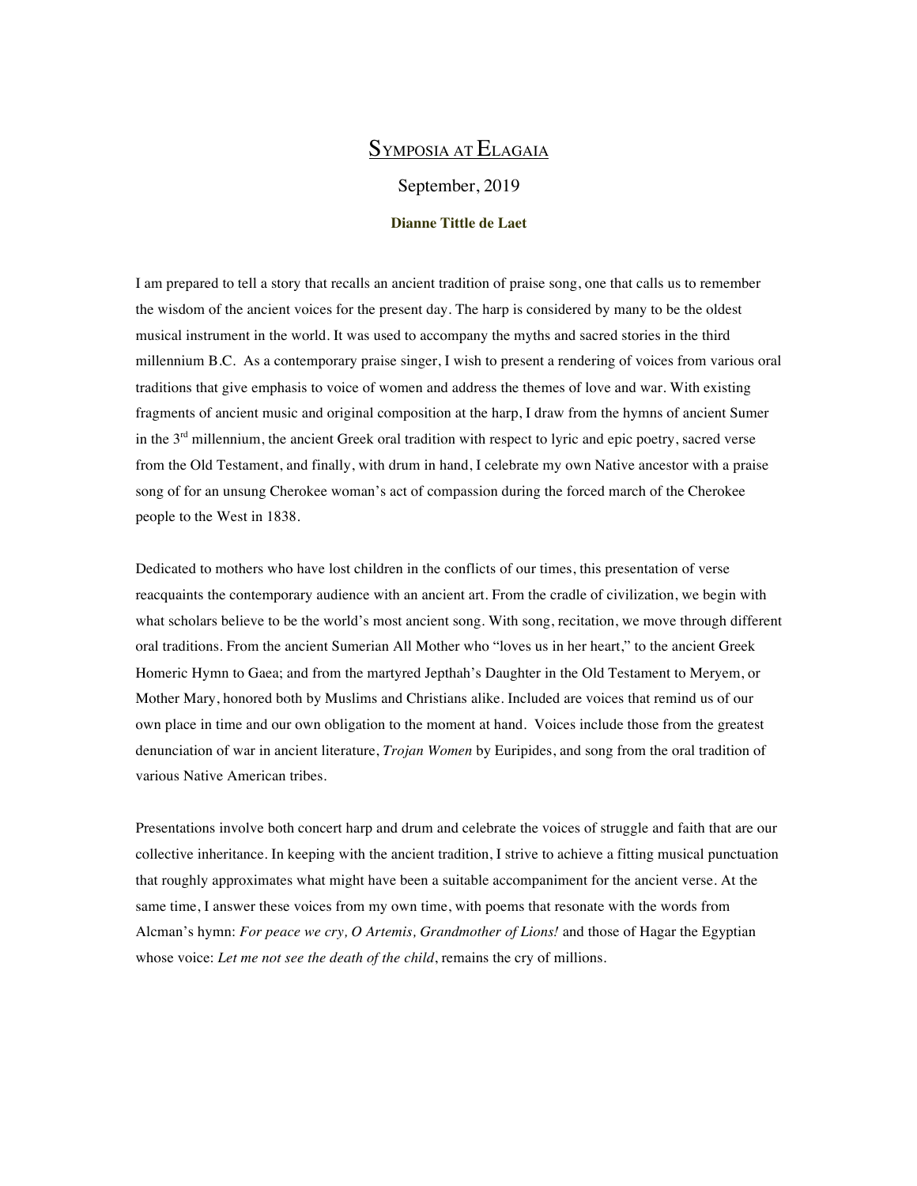# Symposia at Elagaia

September, 2019

**Dianne Tittle de Laet**

I am prepared to tell a story that recalls an ancient tradition of praise song, one that calls us to remember the wisdom of the ancient voices for the present day. The harp is considered by many to be the oldest musical instrument in the world. It was used to accompany the myths and sacred stories in the third millennium B.C. As a contemporary praise singer, I wish to present a rendering of voices from various oral traditions that give emphasis to voice of women and address the themes of love and war. With existing fragments of ancient music and original composition at the harp, I draw from the hymns of ancient Sumer in the 3rd millennium, the ancient Greek oral tradition with respect to lyric and epic poetry, sacred verse from the Old Testament, and finally, with drum in hand, I celebrate my own Native ancestor with a praise song of for an unsung Cherokee woman's act of compassion during the forced march of the Cherokee people to the West in 1838.

Dedicated to mothers who have lost children in the conflicts of our times, this presentation of verse reacquaints the contemporary audience with an ancient art. From the cradle of civilization, we begin with what scholars believe to be the world's most ancient song. With song, recitation, we move through different oral traditions. From the ancient Sumerian All Mother who "loves us in her heart," to the ancient Greek Homeric Hymn to Gaea; and from the martyred Jepthah's Daughter in the Old Testament to Meryem, or Mother Mary, honored both by Muslims and Christians alike. Included are voices that remind us of our own place in time and our own obligation to the moment at hand. Voices include those from the greatest denunciation of war in ancient literature, *Trojan Women* by Euripides, and song from the oral tradition of various Native American tribes.

Presentations involve both concert harp and drum and celebrate the voices of struggle and faith that are our collective inheritance. In keeping with the ancient tradition, I strive to achieve a fitting musical punctuation that roughly approximates what might have been a suitable accompaniment for the ancient verse. At the same time, I answer these voices from my own time, with poems that resonate with the words from Alcman's hymn: *For peace we cry, O Artemis, Grandmother of Lions!* and those of Hagar the Egyptian whose voice: *Let me not see the death of the child*, remains the cry of millions.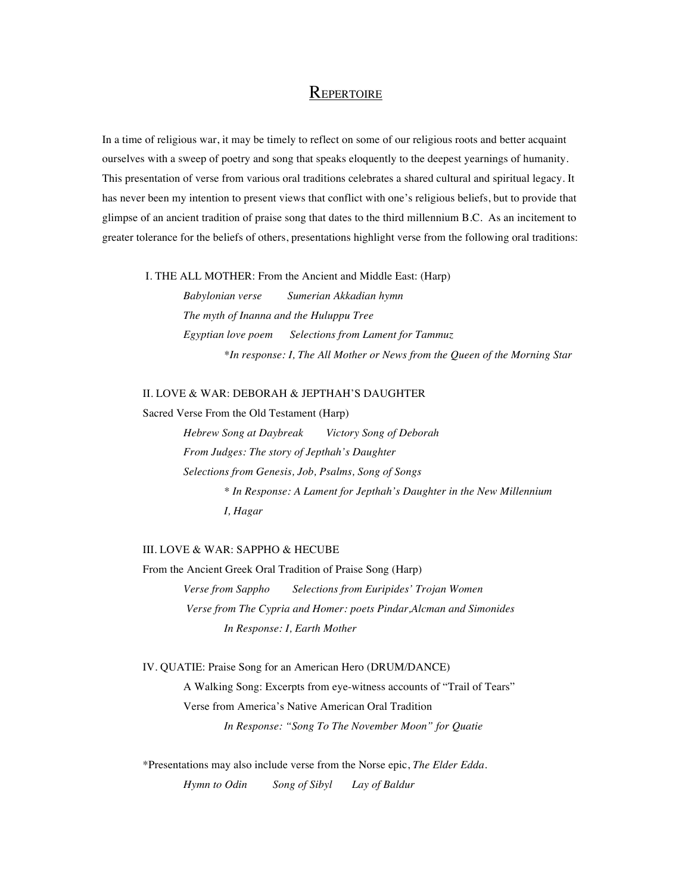# Repertoire

In a time of religious war, it may be timely to reflect on some of our religious roots and better acquaint ourselves with a sweep of poetry and song that speaks eloquently to the deepest yearnings of humanity. This presentation of verse from various oral traditions celebrates a shared cultural and spiritual legacy. It has never been my intention to present views that conflict with one's religious beliefs, but to provide that glimpse of an ancient tradition of praise song that dates to the third millennium B.C. As an incitement to greater tolerance for the beliefs of others, presentations highlight verse from the following oral traditions:

I. THE ALL MOTHER: From the Ancient and Middle East: (Harp)

*Babylonian verse* *Sumerian Akkadian hymn*

*The myth of Inanna and the Huluppu Tree*

*Egyptian love poem* *Selections from Lament for Tammuz*

*\*In response: I, The All Mother or News from the Queen of the Morning Star*

II. LOVE & WAR: DEBORAH & JEPTHAH'S DAUGHTER

Sacred Verse From the Old Testament (Harp)

*Hebrew Song at Daybreak* *Victory Song of Deborah*

*From Judges: The story of Jepthah's Daughter*

*Selections from Genesis, Job, Psalms, Song of Songs*

*\* In Response: A Lament for Jepthah's Daughter in the New Millennium*

*I, Hagar*

III. LOVE & WAR: SAPPHO & HECUBE

From the Ancient Greek Oral Tradition of Praise Song (Harp)

*Verse from Sappho* *Selections from Euripides' Trojan Women*

*Verse from The Cypria and Homer: poets Pindar,Alcman and Simonides*

*In Response: I, Earth Mother*

IV. QUATIE: Praise Song for an American Hero (DRUM/DANCE)

A Walking Song: Excerpts from eye-witness accounts of "Trail of Tears"

Verse from America's Native American Oral Tradition

*In Response: "Song To The November Moon" for Quatie*

\*Presentations may also include verse from the Norse epic, *The Elder Edda*.

*Hymn to Odin* *Song of Sibyl* *Lay of Baldur*